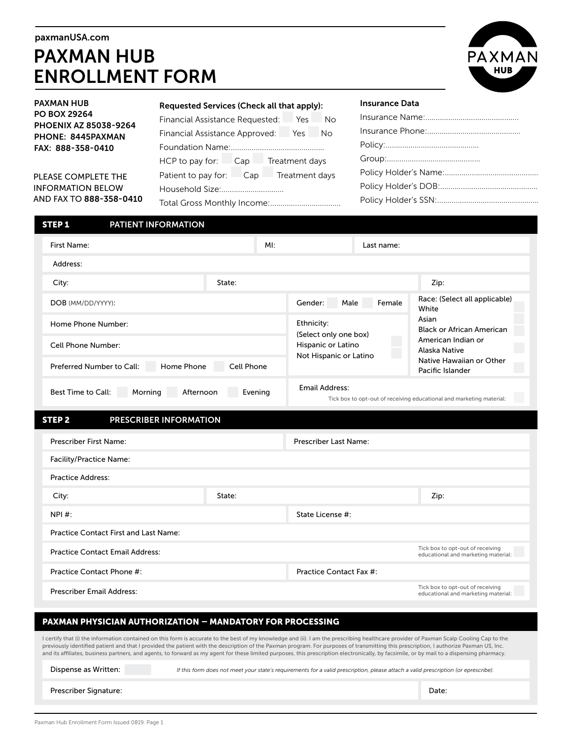paxmanUSA.com

# PAXMAN HUB ENROLLMENT FORM

**PAXMAN HUB**
**PO BOX 29264**
**PHOENIX AZ 85038-9264**
**PHONE: 8445PAXMAN**
**FAX: 888-358-0410**

PLEASE COMPLETE THE INFORMATION BELOW AND FAX TO **888-358-0410**

**Requested Services (Check all that apply):**

Financial Assistance Requested: ☐ Yes ☐ No
Financial Assistance Approved: ☐ Yes ☐ No
Foundation Name:............................................
HCP to pay for: ☐ Cap ☐ Treatment days
Patient to pay for: ☐ Cap ☐ Treatment days
Household Size:..............................
Total Gross Monthly Income:..................................

**Insurance Data**

Insurance Name:............................................
Insurance Phone:............................................
Policy:............................................
Group:............................................
Policy Holder's Name:............................................
Policy Holder's DOB:............................................
Policy Holder's SSN:............................................

## STEP 1 PATIENT INFORMATION

| First Name: | MI: | Last name: |
|---|---|---|

Address:

| City: | State: | Zip: |
|---|---|---|

DOB (MM/DD/YYYY):

Gender: ☐ Male ☐ Female

Race: (Select all applicable)
White ☐
Asian ☐
Black or African American ☐
American Indian or Alaska Native ☐
Native Hawaiian or Other Pacific Islander ☐

Home Phone Number:

Cell Phone Number:

Ethnicity:
(Select only one box)
Hispanic or Latino ☐
Not Hispanic or Latino ☐

Preferred Number to Call: ☐ Home Phone ☐ Cell Phone

Best Time to Call: ☐ Morning ☐ Afternoon ☐ Evening

Email Address:
Tick box to opt-out of receiving educational and marketing material: ☐

## STEP 2 PRESCRIBER INFORMATION

| Prescriber First Name: | Prescriber Last Name: |
|---|---|

Facility/Practice Name:

Practice Address:

| City: | State: | Zip: |
|---|---|---|

| NPI #: | State License #: |
|---|---|

Practice Contact First and Last Name:

Practice Contact Email Address: Tick box to opt-out of receiving educational and marketing material: ☐

| Practice Contact Phone #: | Practice Contact Fax #: |
|---|---|

Prescriber Email Address: Tick box to opt-out of receiving educational and marketing material: ☐

## PAXMAN PHYSICIAN AUTHORIZATION – MANDATORY FOR PROCESSING

I certify that (i) the information contained on this form is accurate to the best of my knowledge and (ii). I am the prescribing healthcare provider of Paxman Scalp Cooling Cap to the previously identified patient and that I provided the patient with the description of the Paxman program. For purposes of transmitting this prescription, I authorize Paxman US, Inc. and its affiliates, business partners, and agents, to forward as my agent for these limited purposes, this prescription electronically, by facsimile, or by mail to a dispensing pharmacy.

Dispense as Written: ☐ *If this form does not meet your state's requirements for a valid prescription, please attach a valid prescription (or eprescribe).*

| Prescriber Signature: | Date: |
|---|---|

Paxman Hub Enrollment Form Issued 0819.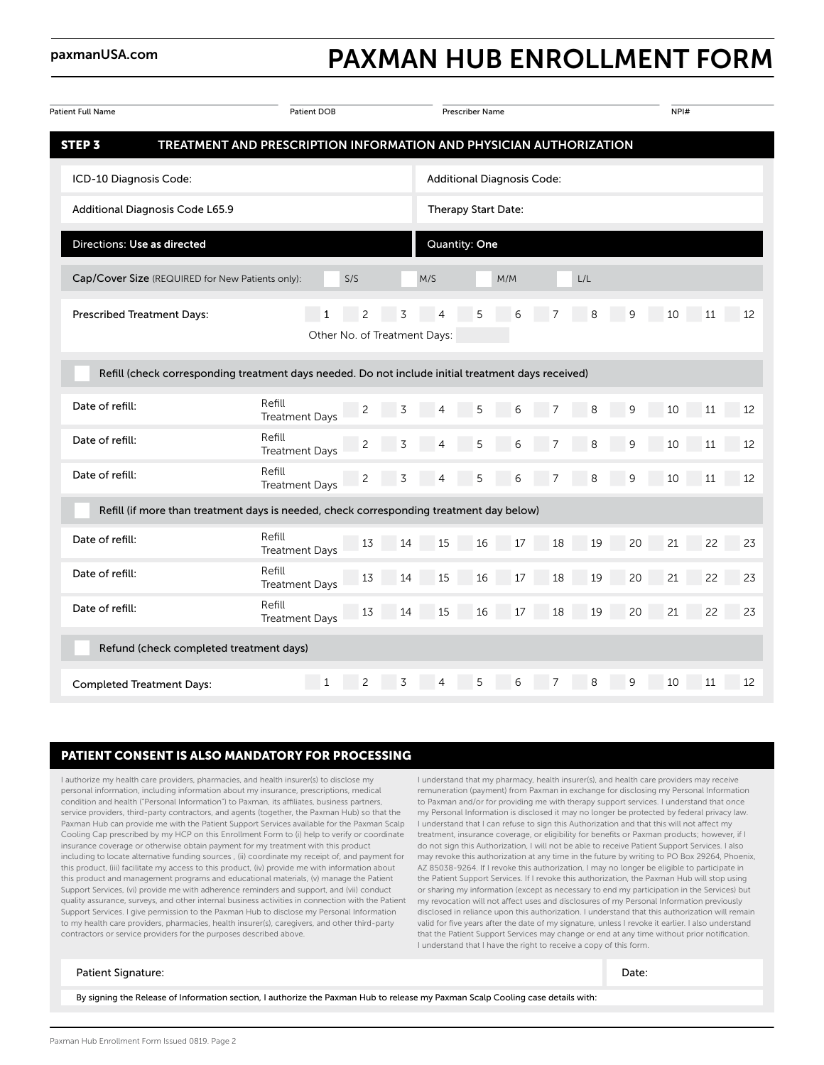paxmanUSA.com

# PAXMAN HUB ENROLLMENT FORM

Patient Full Name | Patient DOB | Prescriber Name | NPI#

## STEP 3 TREATMENT AND PRESCRIPTION INFORMATION AND PHYSICIAN AUTHORIZATION

| | |
|---|---|
| ICD-10 Diagnosis Code: | Additional Diagnosis Code: |
| Additional Diagnosis Code L65.9 | Therapy Start Date: |
| Directions: **Use as directed** | Quantity: **One** |

Cap/Cover Size (REQUIRED for New Patients only): ☐ S/S ☐ M/S ☐ M/M ☐ L/L

Prescribed Treatment Days: ☐ 1 ☐ 2 ☐ 3 ☐ 4 ☐ 5 ☐ 6 ☐ 7 ☐ 8 ☐ 9 ☐ 10 ☐ 11 ☐ 12

Other No. of Treatment Days:

☐ Refill (check corresponding treatment days needed. Do not include initial treatment days received)

| | | | | | | | | | | | | |
|---|---|---|---|---|---|---|---|---|---|---|---|---|
| Date of refill: | Refill Treatment Days | 2 | 3 | 4 | 5 | 6 | 7 | 8 | 9 | 10 | 11 | 12 |
| Date of refill: | Refill Treatment Days | 2 | 3 | 4 | 5 | 6 | 7 | 8 | 9 | 10 | 11 | 12 |
| Date of refill: | Refill Treatment Days | 2 | 3 | 4 | 5 | 6 | 7 | 8 | 9 | 10 | 11 | 12 |

☐ Refill (if more than treatment days is needed, check corresponding treatment day below)

| | | | | | | | | | | | | |
|---|---|---|---|---|---|---|---|---|---|---|---|---|
| Date of refill: | Refill Treatment Days | 13 | 14 | 15 | 16 | 17 | 18 | 19 | 20 | 21 | 22 | 23 |
| Date of refill: | Refill Treatment Days | 13 | 14 | 15 | 16 | 17 | 18 | 19 | 20 | 21 | 22 | 23 |
| Date of refill: | Refill Treatment Days | 13 | 14 | 15 | 16 | 17 | 18 | 19 | 20 | 21 | 22 | 23 |

☐ Refund (check completed treatment days)

Completed Treatment Days: ☐ 1 ☐ 2 ☐ 3 ☐ 4 ☐ 5 ☐ 6 ☐ 7 ☐ 8 ☐ 9 ☐ 10 ☐ 11 ☐ 12

## PATIENT CONSENT IS ALSO MANDATORY FOR PROCESSING

I authorize my health care providers, pharmacies, and health insurer(s) to disclose my personal information, including information about my insurance, prescriptions, medical condition and health ("Personal Information") to Paxman, its affiliates, business partners, service providers, third-party contractors, and agents (together, the Paxman Hub) so that the Paxman Hub can provide me with the Patient Support Services available for the Paxman Scalp Cooling Cap prescribed by my HCP on this Enrollment Form to (i) help to verify or coordinate insurance coverage or otherwise obtain payment for my treatment with this product including to locate alternative funding sources , (ii) coordinate my receipt of, and payment for this product, (iii) facilitate my access to this product, (iv) provide me with information about this product and management programs and educational materials, (v) manage the Patient Support Services, (vi) provide me with adherence reminders and support, and (vii) conduct quality assurance, surveys, and other internal business activities in connection with the Patient Support Services. I give permission to the Paxman Hub to disclose my Personal Information to my health care providers, pharmacies, health insurer(s), caregivers, and other third-party contractors or service providers for the purposes described above.

I understand that my pharmacy, health insurer(s), and health care providers may receive remuneration (payment) from Paxman in exchange for disclosing my Personal Information to Paxman and/or for providing me with therapy support services. I understand that once my Personal Information is disclosed it may no longer be protected by federal privacy law. I understand that I can refuse to sign this Authorization and that this will not affect my treatment, insurance coverage, or eligibility for benefits or Paxman products; however, if I do not sign this Authorization, I will not be able to receive Patient Support Services. I also may revoke this authorization at any time in the future by writing to PO Box 29264, Phoenix, AZ 85038-9264. If I revoke this authorization, I may no longer be eligible to participate in the Patient Support Services. If I revoke this authorization, the Paxman Hub will stop using or sharing my information (except as necessary to end my participation in the Services) but my revocation will not affect uses and disclosures of my Personal Information previously disclosed in reliance upon this authorization. I understand that this authorization will remain valid for five years after the date of my signature, unless I revoke it earlier. I also understand that the Patient Support Services may change or end at any time without prior notification. I understand that I have the right to receive a copy of this form.

Patient Signature: Date:

By signing the Release of Information section, I authorize the Paxman Hub to release my Paxman Scalp Cooling case details with:

Paxman Hub Enrollment Form Issued 0819.